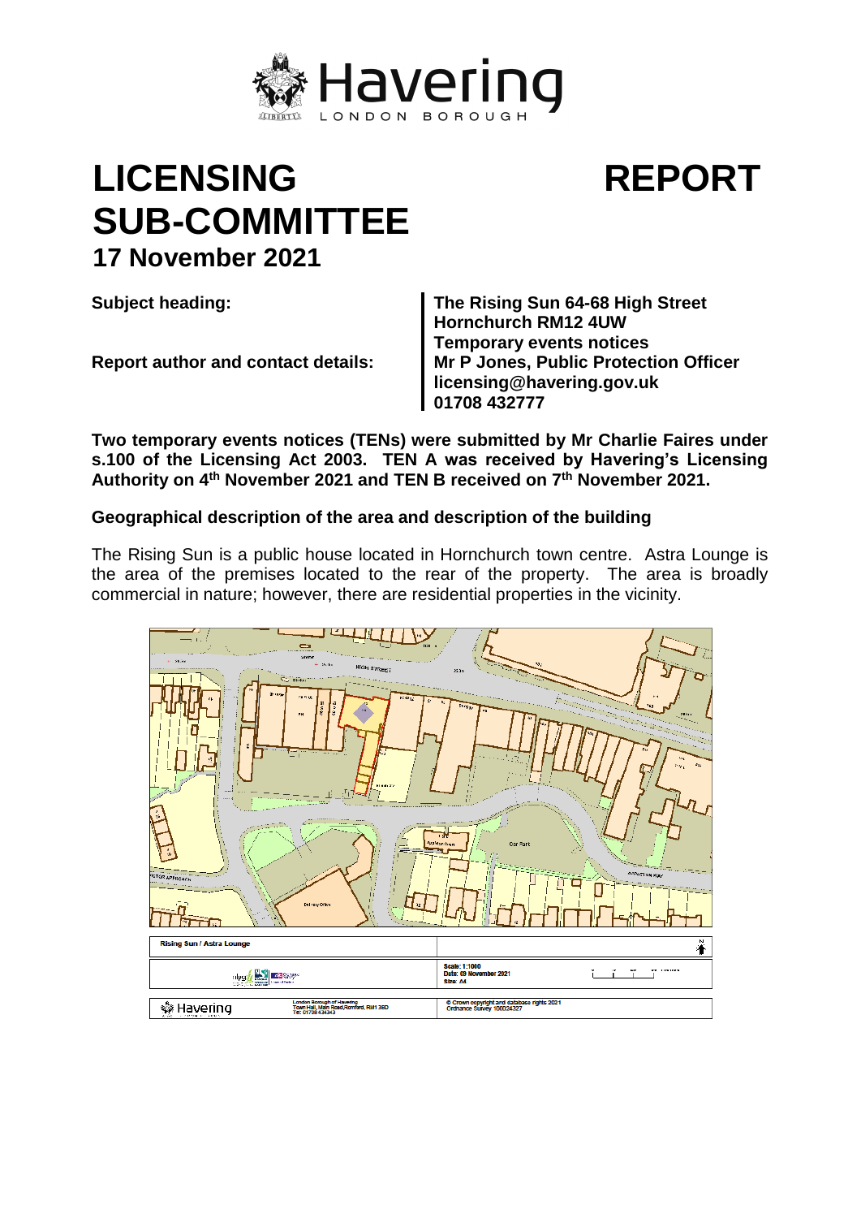# Havering

LONDON BOROUGH

# LICENSING SUB-COMMITTEE REPORT

## 17 November 2021

| | |
|---|---|
| **Subject heading:** | **The Rising Sun 64-68 High Street Hornchurch RM12 4UW Temporary events notices** |
| **Report author and contact details:** | **Mr P Jones, Public Protection Officer licensing@havering.gov.uk 01708 432777** |

**Two temporary events notices (TENs) were submitted by Mr Charlie Faires under s.100 of the Licensing Act 2003. TEN A was received by Havering's Licensing Authority on 4th November 2021 and TEN B received on 7th November 2021.**

### Geographical description of the area and description of the building

The Rising Sun is a public house located in Hornchurch town centre. Astra Lounge is the area of the premises located to the rear of the property. The area is broadly commercial in nature; however, there are residential properties in the vicinity.

Rising Sun / Astra Lounge

Scale: 1:1000
Date: 05 November 2021
Size: A4

London Borough of Havering
Town Hall, Main Road, Romford, RM1 3BD
Tel: 01708 434343

© Crown copyright and database rights 2021 Ordnance Survey 100024327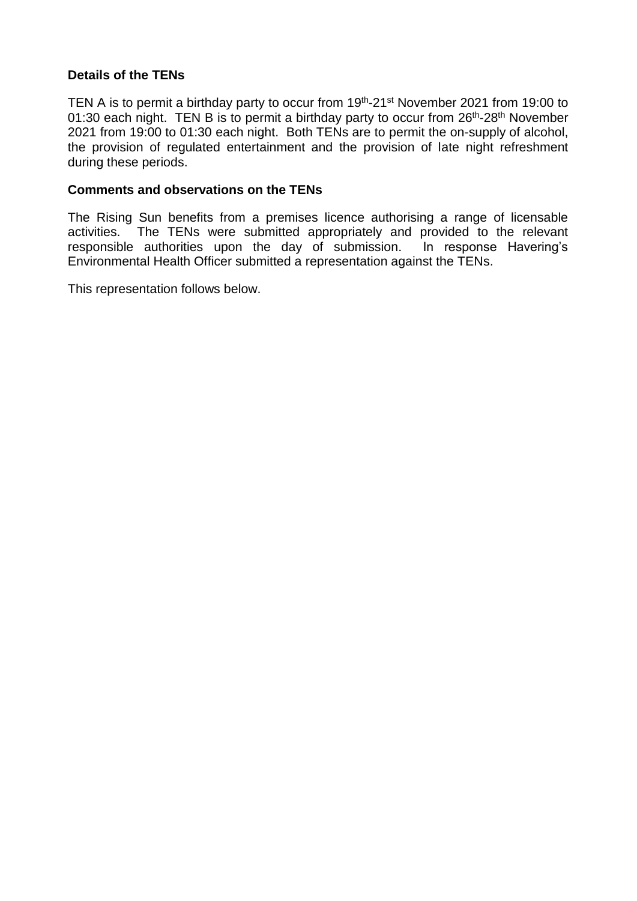**Details of the TENs**

TEN A is to permit a birthday party to occur from 19th-21st November 2021 from 19:00 to 01:30 each night. TEN B is to permit a birthday party to occur from 26th-28th November 2021 from 19:00 to 01:30 each night. Both TENs are to permit the on-supply of alcohol, the provision of regulated entertainment and the provision of late night refreshment during these periods.

**Comments and observations on the TENs**

The Rising Sun benefits from a premises licence authorising a range of licensable activities. The TENs were submitted appropriately and provided to the relevant responsible authorities upon the day of submission. In response Havering's Environmental Health Officer submitted a representation against the TENs.

This representation follows below.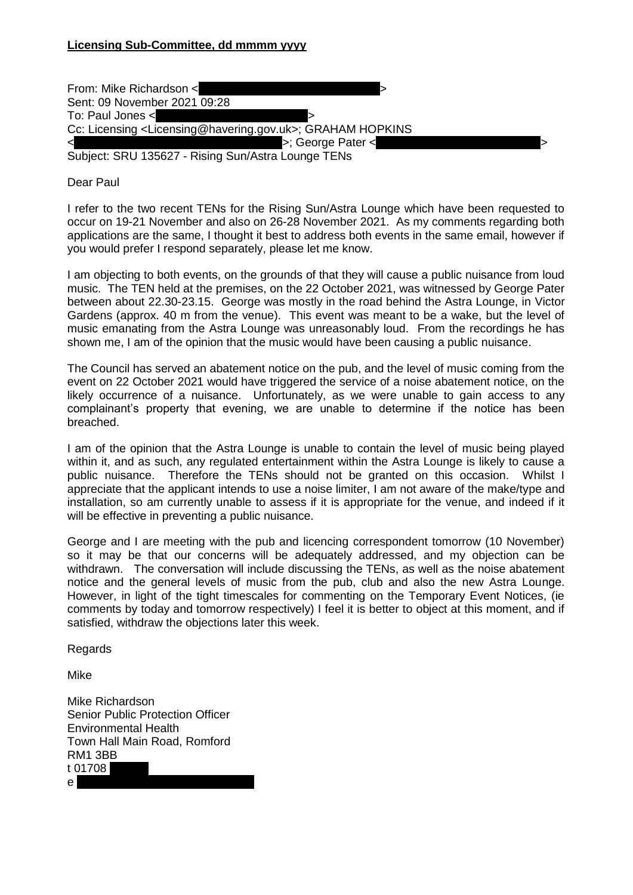**Licensing Sub-Committee, dd mmmm yyyy**

From: Mike Richardson < >
Sent: 09 November 2021 09:28
To: Paul Jones < >
Cc: Licensing <Licensing@havering.gov.uk>; GRAHAM HOPKINS < >; George Pater < >
Subject: SRU 135627 - Rising Sun/Astra Lounge TENs

Dear Paul

I refer to the two recent TENs for the Rising Sun/Astra Lounge which have been requested to occur on 19-21 November and also on 26-28 November 2021. As my comments regarding both applications are the same, I thought it best to address both events in the same email, however if you would prefer I respond separately, please let me know.

I am objecting to both events, on the grounds of that they will cause a public nuisance from loud music. The TEN held at the premises, on the 22 October 2021, was witnessed by George Pater between about 22.30-23.15. George was mostly in the road behind the Astra Lounge, in Victor Gardens (approx. 40 m from the venue). This event was meant to be a wake, but the level of music emanating from the Astra Lounge was unreasonably loud. From the recordings he has shown me, I am of the opinion that the music would have been causing a public nuisance.

The Council has served an abatement notice on the pub, and the level of music coming from the event on 22 October 2021 would have triggered the service of a noise abatement notice, on the likely occurrence of a nuisance. Unfortunately, as we were unable to gain access to any complainant's property that evening, we are unable to determine if the notice has been breached.

I am of the opinion that the Astra Lounge is unable to contain the level of music being played within it, and as such, any regulated entertainment within the Astra Lounge is likely to cause a public nuisance. Therefore the TENs should not be granted on this occasion. Whilst I appreciate that the applicant intends to use a noise limiter, I am not aware of the make/type and installation, so am currently unable to assess if it is appropriate for the venue, and indeed if it will be effective in preventing a public nuisance.

George and I are meeting with the pub and licencing correspondent tomorrow (10 November) so it may be that our concerns will be adequately addressed, and my objection can be withdrawn. The conversation will include discussing the TENs, as well as the noise abatement notice and the general levels of music from the pub, club and also the new Astra Lounge. However, in light of the tight timescales for commenting on the Temporary Event Notices, (ie comments by today and tomorrow respectively) I feel it is better to object at this moment, and if satisfied, withdraw the objections later this week.

Regards

Mike

Mike Richardson
Senior Public Protection Officer
Environmental Health
Town Hall Main Road, Romford
RM1 3BB
t 01708
e